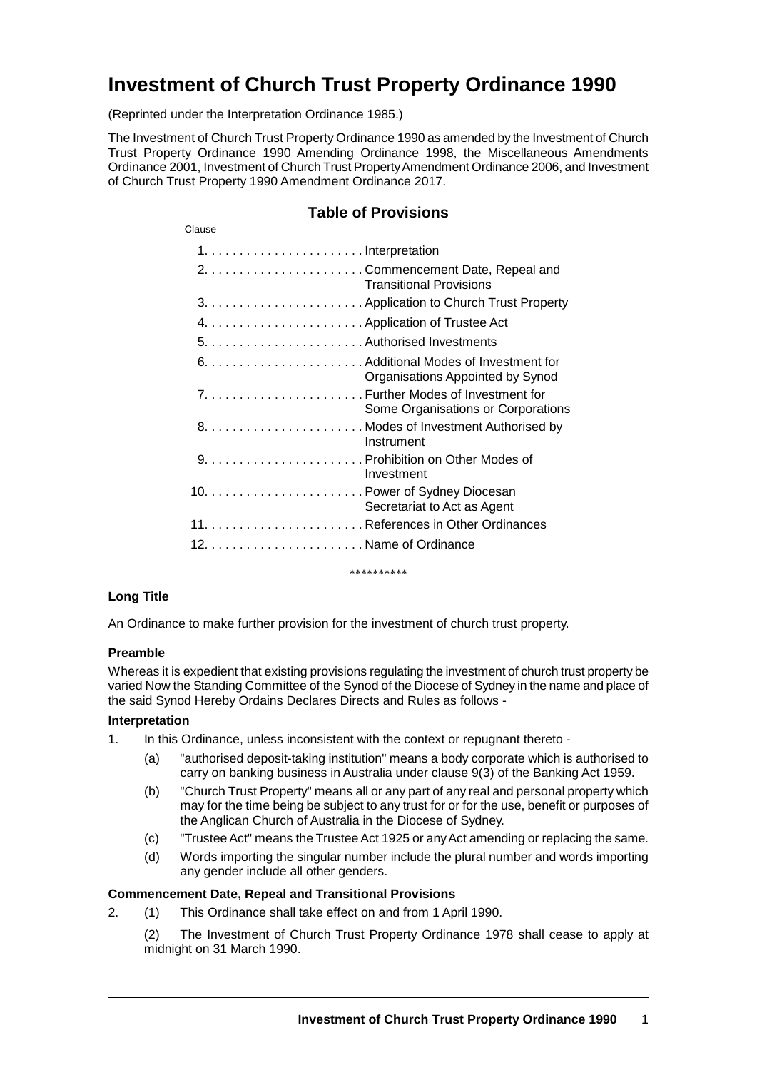# Investment of Church Trust Property Ordinance 1990

(Reprinted under the Interpretation Ordinance 1985.)

The Investment of Church Trust Property Ordinance 1990 as amended by the Investment of Church Trust Property Ordinance 1990 Amending Ordinance 1998, the Miscellaneous Amendments Ordinance 2001, Investment of Church Trust Property Amendment Ordinance 2006, and Investment of Church Trust Property 1990 Amendment Ordinance 2017.

## Table of Provisions

| Clause | |
|---|---|
| 1. | Interpretation |
| 2. | Commencement Date, Repeal and Transitional Provisions |
| 3. | Application to Church Trust Property |
| 4. | Application of Trustee Act |
| 5. | Authorised Investments |
| 6. | Additional Modes of Investment for Organisations Appointed by Synod |
| 7. | Further Modes of Investment for Some Organisations or Corporations |
| 8. | Modes of Investment Authorised by Instrument |
| 9. | Prohibition on Other Modes of Investment |
| 10. | Power of Sydney Diocesan Secretariat to Act as Agent |
| 11. | References in Other Ordinances |
| 12. | Name of Ordinance |

**********

**Long Title**

An Ordinance to make further provision for the investment of church trust property.

**Preamble**

Whereas it is expedient that existing provisions regulating the investment of church trust property be varied Now the Standing Committee of the Synod of the Diocese of Sydney in the name and place of the said Synod Hereby Ordains Declares Directs and Rules as follows -

**Interpretation**

1. In this Ordinance, unless inconsistent with the context or repugnant thereto -
   - (a) "authorised deposit-taking institution" means a body corporate which is authorised to carry on banking business in Australia under clause 9(3) of the Banking Act 1959.
   - (b) "Church Trust Property" means all or any part of any real and personal property which may for the time being be subject to any trust for or for the use, benefit or purposes of the Anglican Church of Australia in the Diocese of Sydney.
   - (c) "Trustee Act" means the Trustee Act 1925 or any Act amending or replacing the same.
   - (d) Words importing the singular number include the plural number and words importing any gender include all other genders.

**Commencement Date, Repeal and Transitional Provisions**

2. (1) This Ordinance shall take effect on and from 1 April 1990.

   (2) The Investment of Church Trust Property Ordinance 1978 shall cease to apply at midnight on 31 March 1990.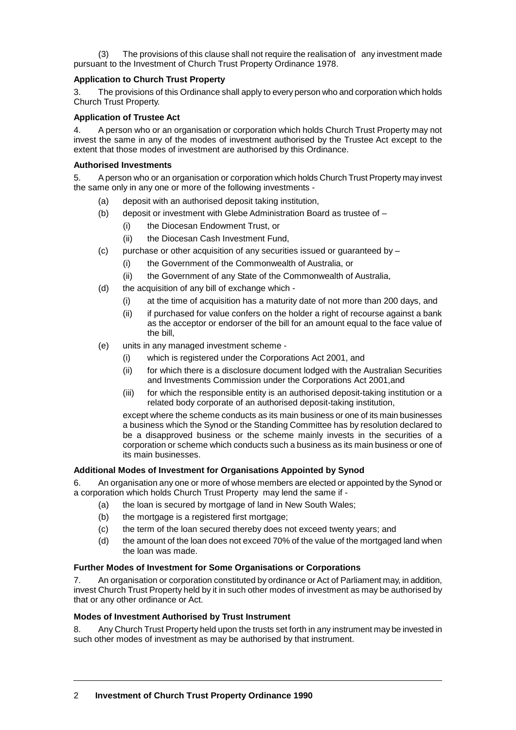(3) The provisions of this clause shall not require the realisation of any investment made pursuant to the Investment of Church Trust Property Ordinance 1978.

**Application to Church Trust Property**

3. The provisions of this Ordinance shall apply to every person who and corporation which holds Church Trust Property.

**Application of Trustee Act**

4. A person who or an organisation or corporation which holds Church Trust Property may not invest the same in any of the modes of investment authorised by the Trustee Act except to the extent that those modes of investment are authorised by this Ordinance.

**Authorised Investments**

5. A person who or an organisation or corporation which holds Church Trust Property may invest the same only in any one or more of the following investments -

- (a) deposit with an authorised deposit taking institution,
- (b) deposit or investment with Glebe Administration Board as trustee of –
  - (i) the Diocesan Endowment Trust, or
  - (ii) the Diocesan Cash Investment Fund,
- (c) purchase or other acquisition of any securities issued or guaranteed by –
  - (i) the Government of the Commonwealth of Australia, or
  - (ii) the Government of any State of the Commonwealth of Australia,
- (d) the acquisition of any bill of exchange which -
  - (i) at the time of acquisition has a maturity date of not more than 200 days, and
  - (ii) if purchased for value confers on the holder a right of recourse against a bank as the acceptor or endorser of the bill for an amount equal to the face value of the bill,
- (e) units in any managed investment scheme -
  - (i) which is registered under the Corporations Act 2001, and
  - (ii) for which there is a disclosure document lodged with the Australian Securities and Investments Commission under the Corporations Act 2001,and
  - (iii) for which the responsible entity is an authorised deposit-taking institution or a related body corporate of an authorised deposit-taking institution,

  except where the scheme conducts as its main business or one of its main businesses a business which the Synod or the Standing Committee has by resolution declared to be a disapproved business or the scheme mainly invests in the securities of a corporation or scheme which conducts such a business as its main business or one of its main businesses.

**Additional Modes of Investment for Organisations Appointed by Synod**

6. An organisation any one or more of whose members are elected or appointed by the Synod or a corporation which holds Church Trust Property may lend the same if -

- (a) the loan is secured by mortgage of land in New South Wales;
- (b) the mortgage is a registered first mortgage;
- (c) the term of the loan secured thereby does not exceed twenty years; and
- (d) the amount of the loan does not exceed 70% of the value of the mortgaged land when the loan was made.

**Further Modes of Investment for Some Organisations or Corporations**

7. An organisation or corporation constituted by ordinance or Act of Parliament may, in addition, invest Church Trust Property held by it in such other modes of investment as may be authorised by that or any other ordinance or Act.

**Modes of Investment Authorised by Trust Instrument**

8. Any Church Trust Property held upon the trusts set forth in any instrument may be invested in such other modes of investment as may be authorised by that instrument.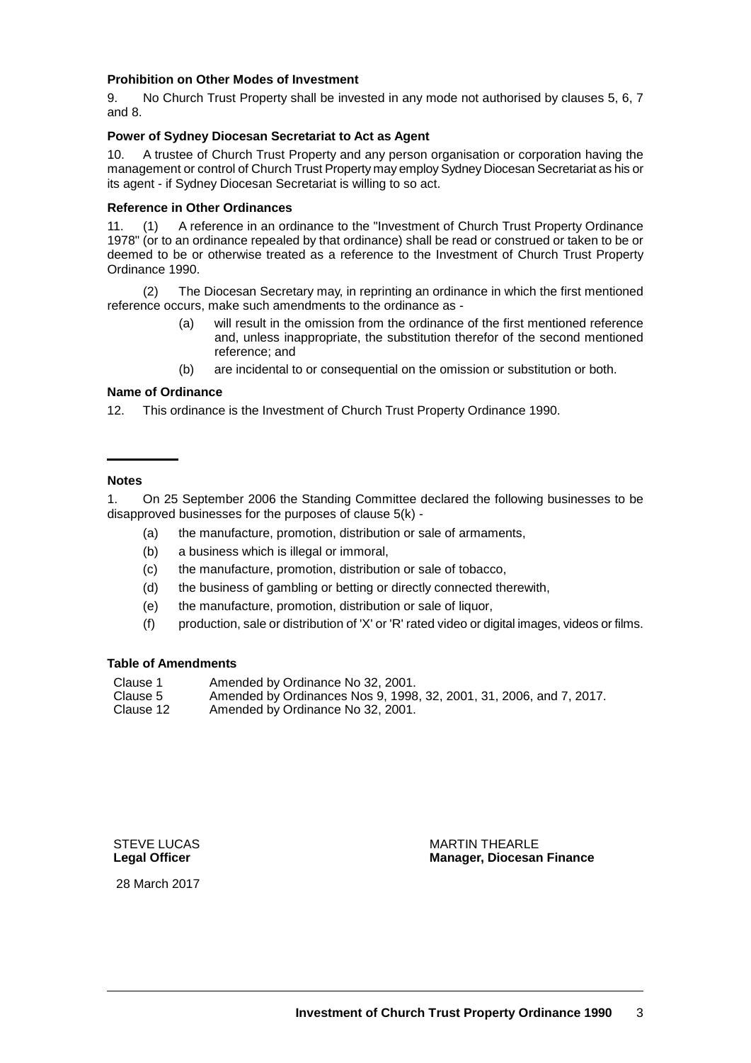**Prohibition on Other Modes of Investment**

9. No Church Trust Property shall be invested in any mode not authorised by clauses 5, 6, 7 and 8.

**Power of Sydney Diocesan Secretariat to Act as Agent**

10. A trustee of Church Trust Property and any person organisation or corporation having the management or control of Church Trust Property may employ Sydney Diocesan Secretariat as his or its agent - if Sydney Diocesan Secretariat is willing to so act.

**Reference in Other Ordinances**

11. (1) A reference in an ordinance to the "Investment of Church Trust Property Ordinance 1978" (or to an ordinance repealed by that ordinance) shall be read or construed or taken to be or deemed to be or otherwise treated as a reference to the Investment of Church Trust Property Ordinance 1990.

(2) The Diocesan Secretary may, in reprinting an ordinance in which the first mentioned reference occurs, make such amendments to the ordinance as -

- (a) will result in the omission from the ordinance of the first mentioned reference and, unless inappropriate, the substitution therefor of the second mentioned reference; and
- (b) are incidental to or consequential on the omission or substitution or both.

**Name of Ordinance**

12. This ordinance is the Investment of Church Trust Property Ordinance 1990.

---

**Notes**

1. On 25 September 2006 the Standing Committee declared the following businesses to be disapproved businesses for the purposes of clause 5(k) -

- (a) the manufacture, promotion, distribution or sale of armaments,
- (b) a business which is illegal or immoral,
- (c) the manufacture, promotion, distribution or sale of tobacco,
- (d) the business of gambling or betting or directly connected therewith,
- (e) the manufacture, promotion, distribution or sale of liquor,
- (f) production, sale or distribution of 'X' or 'R' rated video or digital images, videos or films.

**Table of Amendments**

| | |
|---|---|
| Clause 1 | Amended by Ordinance No 32, 2001. |
| Clause 5 | Amended by Ordinances Nos 9, 1998, 32, 2001, 31, 2006, and 7, 2017. |
| Clause 12 | Amended by Ordinance No 32, 2001. |

STEVE LUCAS
**Legal Officer**

MARTIN THEARLE
**Manager, Diocesan Finance**

28 March 2017